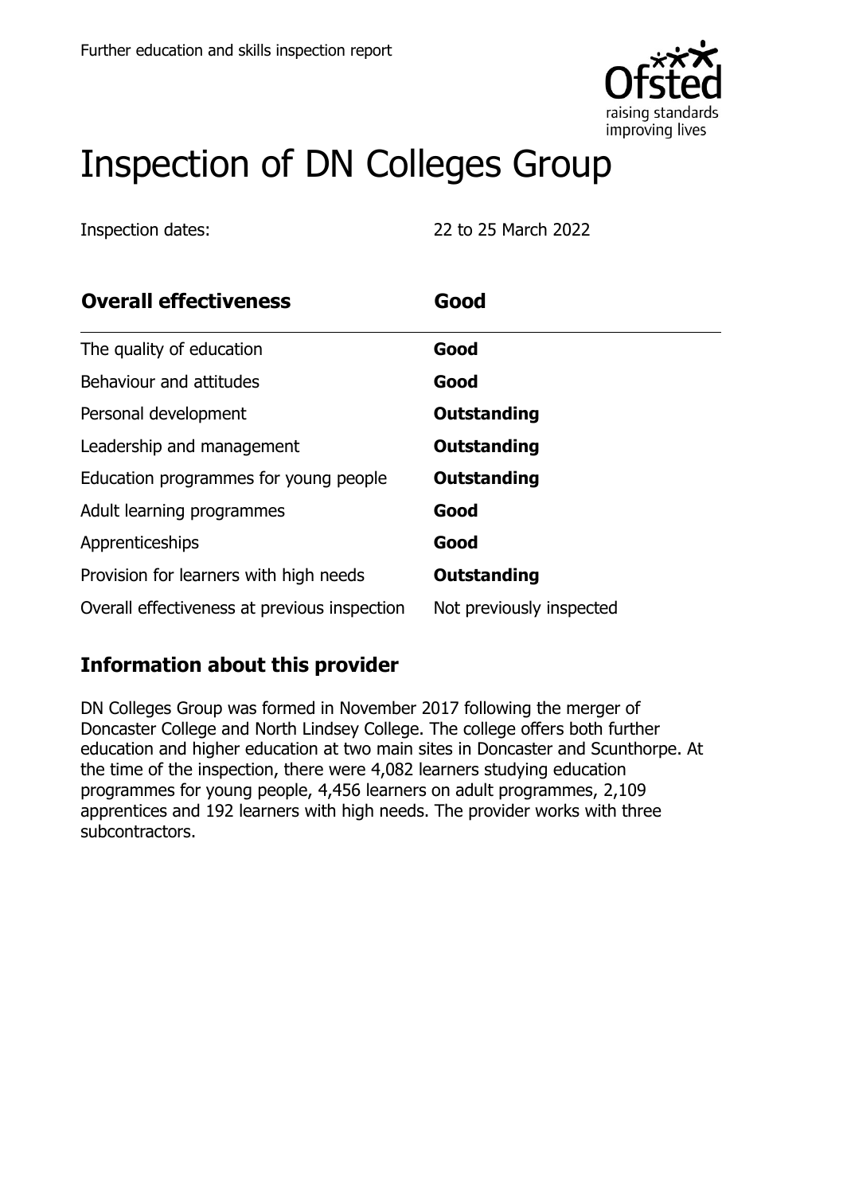# Inspection of DN Colleges Group

Inspection dates: 22 to 25 March 2022

| **Overall effectiveness** | **Good** |
|---|---|
| The quality of education | **Good** |
| Behaviour and attitudes | **Good** |
| Personal development | **Outstanding** |
| Leadership and management | **Outstanding** |
| Education programmes for young people | **Outstanding** |
| Adult learning programmes | **Good** |
| Apprenticeships | **Good** |
| Provision for learners with high needs | **Outstanding** |
| Overall effectiveness at previous inspection | Not previously inspected |

## Information about this provider

DN Colleges Group was formed in November 2017 following the merger of Doncaster College and North Lindsey College. The college offers both further education and higher education at two main sites in Doncaster and Scunthorpe. At the time of the inspection, there were 4,082 learners studying education programmes for young people, 4,456 learners on adult programmes, 2,109 apprentices and 192 learners with high needs. The provider works with three subcontractors.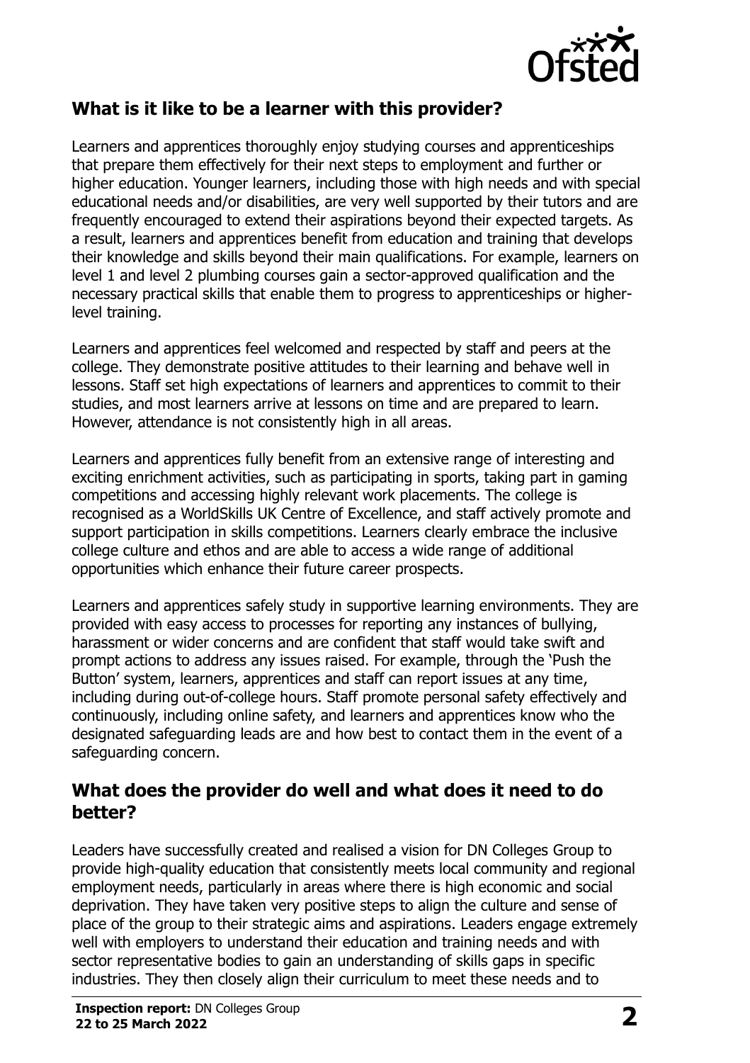## What is it like to be a learner with this provider?

Learners and apprentices thoroughly enjoy studying courses and apprenticeships that prepare them effectively for their next steps to employment and further or higher education. Younger learners, including those with high needs and with special educational needs and/or disabilities, are very well supported by their tutors and are frequently encouraged to extend their aspirations beyond their expected targets. As a result, learners and apprentices benefit from education and training that develops their knowledge and skills beyond their main qualifications. For example, learners on level 1 and level 2 plumbing courses gain a sector-approved qualification and the necessary practical skills that enable them to progress to apprenticeships or higher-level training.

Learners and apprentices feel welcomed and respected by staff and peers at the college. They demonstrate positive attitudes to their learning and behave well in lessons. Staff set high expectations of learners and apprentices to commit to their studies, and most learners arrive at lessons on time and are prepared to learn. However, attendance is not consistently high in all areas.

Learners and apprentices fully benefit from an extensive range of interesting and exciting enrichment activities, such as participating in sports, taking part in gaming competitions and accessing highly relevant work placements. The college is recognised as a WorldSkills UK Centre of Excellence, and staff actively promote and support participation in skills competitions. Learners clearly embrace the inclusive college culture and ethos and are able to access a wide range of additional opportunities which enhance their future career prospects.

Learners and apprentices safely study in supportive learning environments. They are provided with easy access to processes for reporting any instances of bullying, harassment or wider concerns and are confident that staff would take swift and prompt actions to address any issues raised. For example, through the 'Push the Button' system, learners, apprentices and staff can report issues at any time, including during out-of-college hours. Staff promote personal safety effectively and continuously, including online safety, and learners and apprentices know who the designated safeguarding leads are and how best to contact them in the event of a safeguarding concern.

## What does the provider do well and what does it need to do better?

Leaders have successfully created and realised a vision for DN Colleges Group to provide high-quality education that consistently meets local community and regional employment needs, particularly in areas where there is high economic and social deprivation. They have taken very positive steps to align the culture and sense of place of the group to their strategic aims and aspirations. Leaders engage extremely well with employers to understand their education and training needs and with sector representative bodies to gain an understanding of skills gaps in specific industries. They then closely align their curriculum to meet these needs and to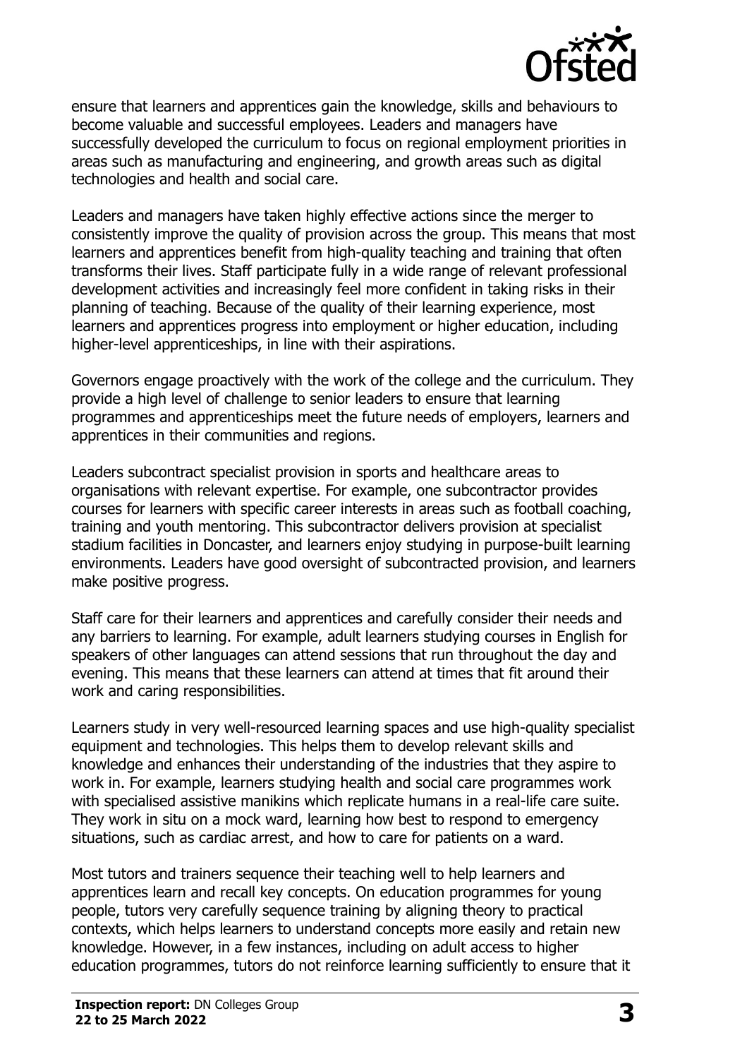ensure that learners and apprentices gain the knowledge, skills and behaviours to become valuable and successful employees. Leaders and managers have successfully developed the curriculum to focus on regional employment priorities in areas such as manufacturing and engineering, and growth areas such as digital technologies and health and social care.

Leaders and managers have taken highly effective actions since the merger to consistently improve the quality of provision across the group. This means that most learners and apprentices benefit from high-quality teaching and training that often transforms their lives. Staff participate fully in a wide range of relevant professional development activities and increasingly feel more confident in taking risks in their planning of teaching. Because of the quality of their learning experience, most learners and apprentices progress into employment or higher education, including higher-level apprenticeships, in line with their aspirations.

Governors engage proactively with the work of the college and the curriculum. They provide a high level of challenge to senior leaders to ensure that learning programmes and apprenticeships meet the future needs of employers, learners and apprentices in their communities and regions.

Leaders subcontract specialist provision in sports and healthcare areas to organisations with relevant expertise. For example, one subcontractor provides courses for learners with specific career interests in areas such as football coaching, training and youth mentoring. This subcontractor delivers provision at specialist stadium facilities in Doncaster, and learners enjoy studying in purpose-built learning environments. Leaders have good oversight of subcontracted provision, and learners make positive progress.

Staff care for their learners and apprentices and carefully consider their needs and any barriers to learning. For example, adult learners studying courses in English for speakers of other languages can attend sessions that run throughout the day and evening. This means that these learners can attend at times that fit around their work and caring responsibilities.

Learners study in very well-resourced learning spaces and use high-quality specialist equipment and technologies. This helps them to develop relevant skills and knowledge and enhances their understanding of the industries that they aspire to work in. For example, learners studying health and social care programmes work with specialised assistive manikins which replicate humans in a real-life care suite. They work in situ on a mock ward, learning how best to respond to emergency situations, such as cardiac arrest, and how to care for patients on a ward.

Most tutors and trainers sequence their teaching well to help learners and apprentices learn and recall key concepts. On education programmes for young people, tutors very carefully sequence training by aligning theory to practical contexts, which helps learners to understand concepts more easily and retain new knowledge. However, in a few instances, including on adult access to higher education programmes, tutors do not reinforce learning sufficiently to ensure that it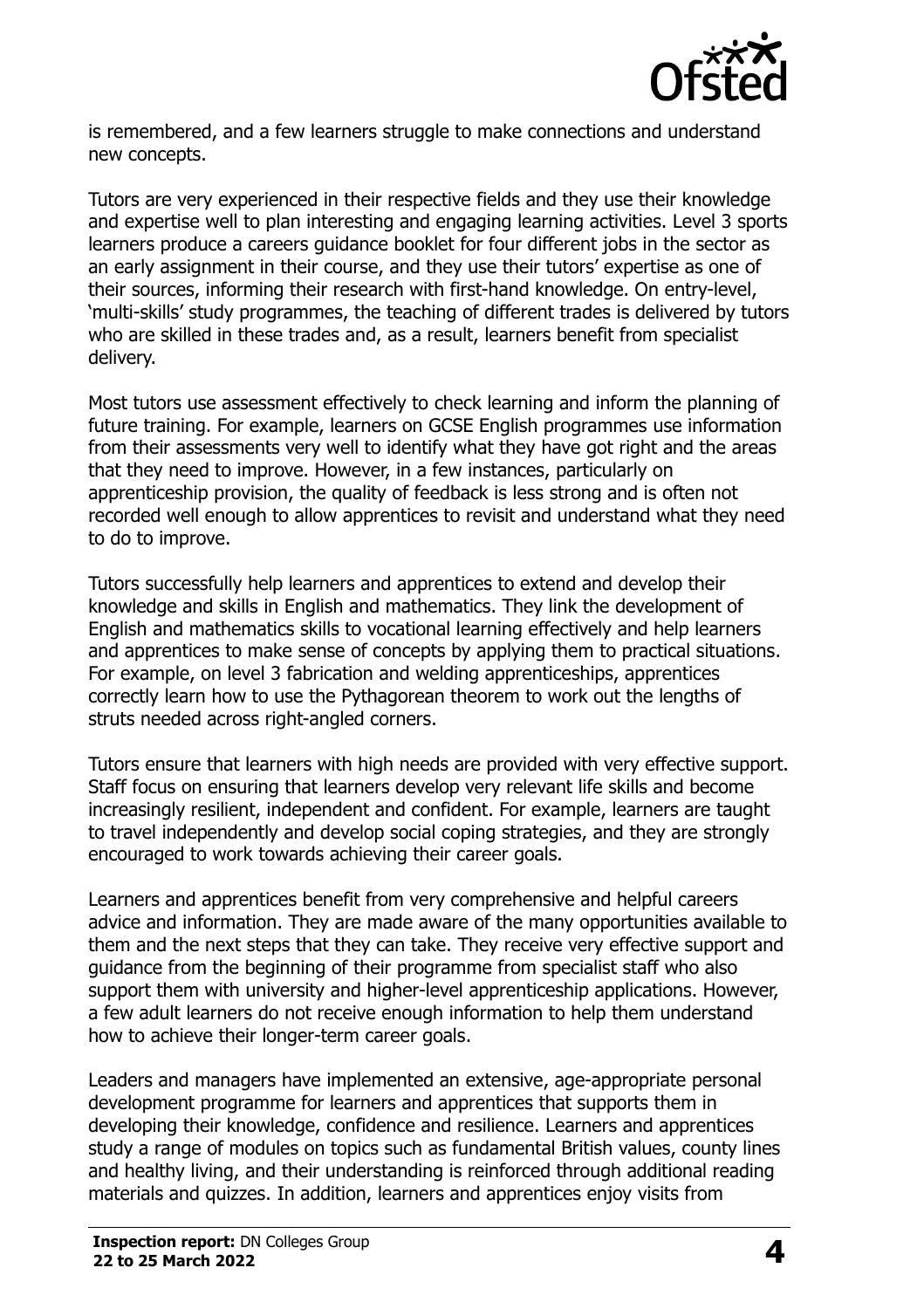is remembered, and a few learners struggle to make connections and understand new concepts.

Tutors are very experienced in their respective fields and they use their knowledge and expertise well to plan interesting and engaging learning activities. Level 3 sports learners produce a careers guidance booklet for four different jobs in the sector as an early assignment in their course, and they use their tutors' expertise as one of their sources, informing their research with first-hand knowledge. On entry-level, 'multi-skills' study programmes, the teaching of different trades is delivered by tutors who are skilled in these trades and, as a result, learners benefit from specialist delivery.

Most tutors use assessment effectively to check learning and inform the planning of future training. For example, learners on GCSE English programmes use information from their assessments very well to identify what they have got right and the areas that they need to improve. However, in a few instances, particularly on apprenticeship provision, the quality of feedback is less strong and is often not recorded well enough to allow apprentices to revisit and understand what they need to do to improve.

Tutors successfully help learners and apprentices to extend and develop their knowledge and skills in English and mathematics. They link the development of English and mathematics skills to vocational learning effectively and help learners and apprentices to make sense of concepts by applying them to practical situations. For example, on level 3 fabrication and welding apprenticeships, apprentices correctly learn how to use the Pythagorean theorem to work out the lengths of struts needed across right-angled corners.

Tutors ensure that learners with high needs are provided with very effective support. Staff focus on ensuring that learners develop very relevant life skills and become increasingly resilient, independent and confident. For example, learners are taught to travel independently and develop social coping strategies, and they are strongly encouraged to work towards achieving their career goals.

Learners and apprentices benefit from very comprehensive and helpful careers advice and information. They are made aware of the many opportunities available to them and the next steps that they can take. They receive very effective support and guidance from the beginning of their programme from specialist staff who also support them with university and higher-level apprenticeship applications. However, a few adult learners do not receive enough information to help them understand how to achieve their longer-term career goals.

Leaders and managers have implemented an extensive, age-appropriate personal development programme for learners and apprentices that supports them in developing their knowledge, confidence and resilience. Learners and apprentices study a range of modules on topics such as fundamental British values, county lines and healthy living, and their understanding is reinforced through additional reading materials and quizzes. In addition, learners and apprentices enjoy visits from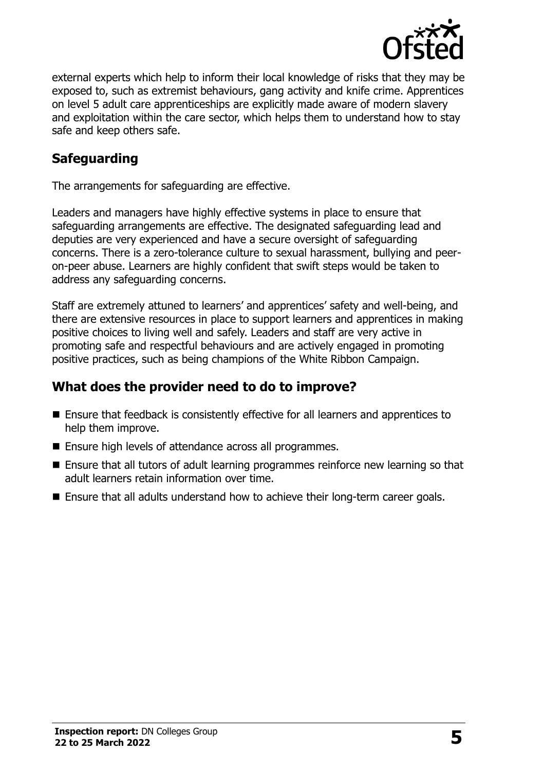external experts which help to inform their local knowledge of risks that they may be exposed to, such as extremist behaviours, gang activity and knife crime. Apprentices on level 5 adult care apprenticeships are explicitly made aware of modern slavery and exploitation within the care sector, which helps them to understand how to stay safe and keep others safe.

## Safeguarding

The arrangements for safeguarding are effective.

Leaders and managers have highly effective systems in place to ensure that safeguarding arrangements are effective. The designated safeguarding lead and deputies are very experienced and have a secure oversight of safeguarding concerns. There is a zero-tolerance culture to sexual harassment, bullying and peer-on-peer abuse. Learners are highly confident that swift steps would be taken to address any safeguarding concerns.

Staff are extremely attuned to learners' and apprentices' safety and well-being, and there are extensive resources in place to support learners and apprentices in making positive choices to living well and safely. Leaders and staff are very active in promoting safe and respectful behaviours and are actively engaged in promoting positive practices, such as being champions of the White Ribbon Campaign.

## What does the provider need to do to improve?

- Ensure that feedback is consistently effective for all learners and apprentices to help them improve.
- Ensure high levels of attendance across all programmes.
- Ensure that all tutors of adult learning programmes reinforce new learning so that adult learners retain information over time.
- Ensure that all adults understand how to achieve their long-term career goals.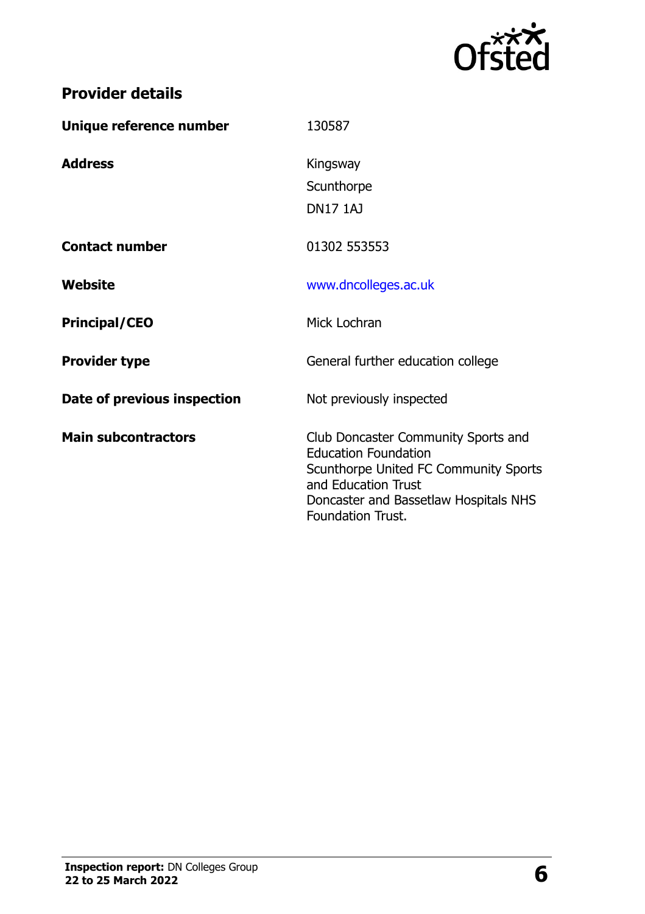## Provider details

| | |
|---|---|
| **Unique reference number** | 130587 |
| **Address** | Kingsway<br>Scunthorpe<br>DN17 1AJ |
| **Contact number** | 01302 553553 |
| **Website** | www.dncolleges.ac.uk |
| **Principal/CEO** | Mick Lochran |
| **Provider type** | General further education college |
| **Date of previous inspection** | Not previously inspected |
| **Main subcontractors** | Club Doncaster Community Sports and Education Foundation<br>Scunthorpe United FC Community Sports and Education Trust<br>Doncaster and Bassetlaw Hospitals NHS Foundation Trust. |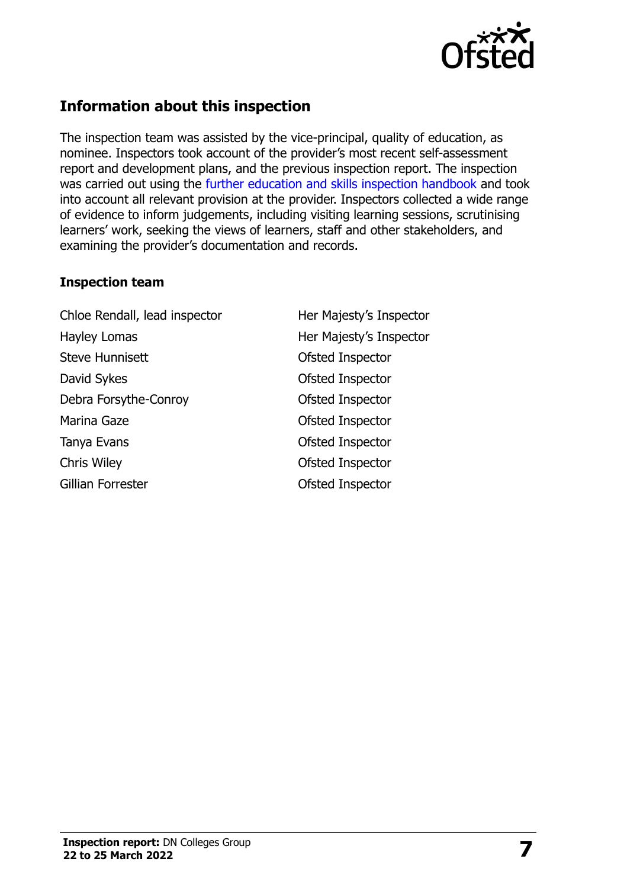## Information about this inspection

The inspection team was assisted by the vice-principal, quality of education, as nominee. Inspectors took account of the provider's most recent self-assessment report and development plans, and the previous inspection report. The inspection was carried out using the further education and skills inspection handbook and took into account all relevant provision at the provider. Inspectors collected a wide range of evidence to inform judgements, including visiting learning sessions, scrutinising learners' work, seeking the views of learners, staff and other stakeholders, and examining the provider's documentation and records.

### Inspection team

| | |
|---|---|
| Chloe Rendall, lead inspector | Her Majesty's Inspector |
| Hayley Lomas | Her Majesty's Inspector |
| Steve Hunnisett | Ofsted Inspector |
| David Sykes | Ofsted Inspector |
| Debra Forsythe-Conroy | Ofsted Inspector |
| Marina Gaze | Ofsted Inspector |
| Tanya Evans | Ofsted Inspector |
| Chris Wiley | Ofsted Inspector |
| Gillian Forrester | Ofsted Inspector |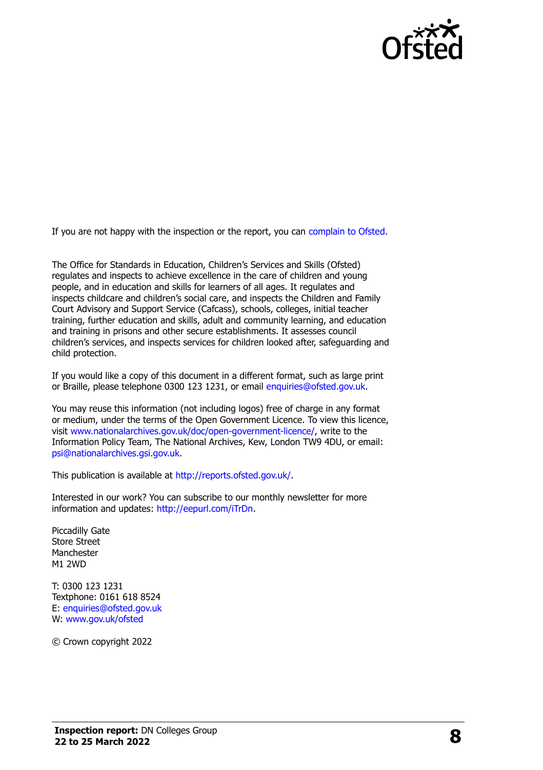If you are not happy with the inspection or the report, you can complain to Ofsted.

The Office for Standards in Education, Children's Services and Skills (Ofsted) regulates and inspects to achieve excellence in the care of children and young people, and in education and skills for learners of all ages. It regulates and inspects childcare and children's social care, and inspects the Children and Family Court Advisory and Support Service (Cafcass), schools, colleges, initial teacher training, further education and skills, adult and community learning, and education and training in prisons and other secure establishments. It assesses council children's services, and inspects services for children looked after, safeguarding and child protection.

If you would like a copy of this document in a different format, such as large print or Braille, please telephone 0300 123 1231, or email enquiries@ofsted.gov.uk.

You may reuse this information (not including logos) free of charge in any format or medium, under the terms of the Open Government Licence. To view this licence, visit www.nationalarchives.gov.uk/doc/open-government-licence/, write to the Information Policy Team, The National Archives, Kew, London TW9 4DU, or email: psi@nationalarchives.gsi.gov.uk.

This publication is available at http://reports.ofsted.gov.uk/.

Interested in our work? You can subscribe to our monthly newsletter for more information and updates: http://eepurl.com/iTrDn.

Piccadilly Gate
Store Street
Manchester
M1 2WD

T: 0300 123 1231
Textphone: 0161 618 8524
E: enquiries@ofsted.gov.uk
W: www.gov.uk/ofsted

© Crown copyright 2022